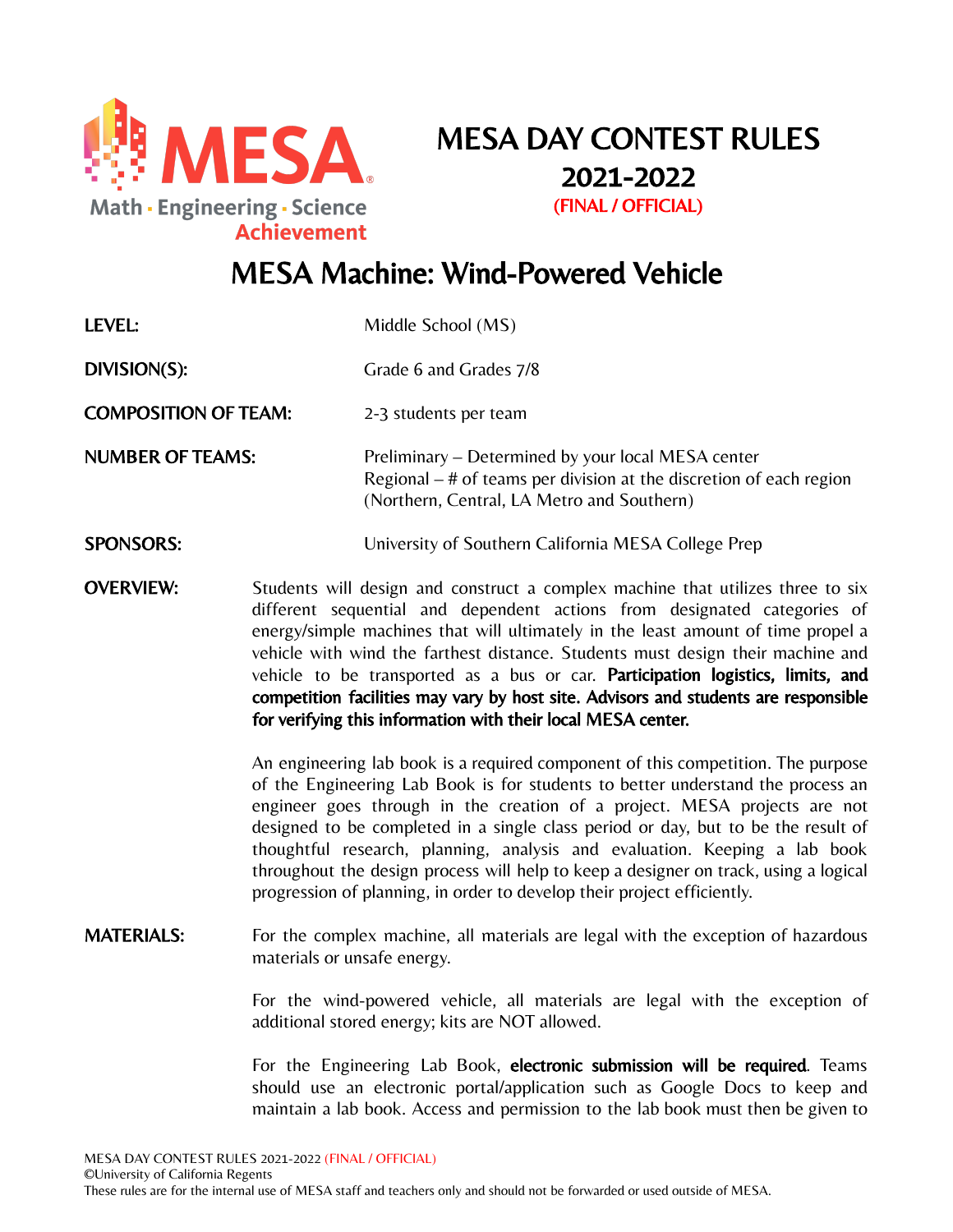# MESA DAY CONTEST RULES 2021-2022

**(FINAL / OFFICIAL)**

## MESA Machine: Wind-Powered Vehicle

**LEVEL:** Middle School (MS)

**DIVISION(S):** Grade 6 and Grades 7/8

**COMPOSITION OF TEAM:** 2-3 students per team

**NUMBER OF TEAMS:** Preliminary – Determined by your local MESA center
Regional – # of teams per division at the discretion of each region (Northern, Central, LA Metro and Southern)

**SPONSORS:** University of Southern California MESA College Prep

**OVERVIEW:** Students will design and construct a complex machine that utilizes three to six different sequential and dependent actions from designated categories of energy/simple machines that will ultimately in the least amount of time propel a vehicle with wind the farthest distance. Students must design their machine and vehicle to be transported as a bus or car. **Participation logistics, limits, and competition facilities may vary by host site. Advisors and students are responsible for verifying this information with their local MESA center.**

An engineering lab book is a required component of this competition. The purpose of the Engineering Lab Book is for students to better understand the process an engineer goes through in the creation of a project. MESA projects are not designed to be completed in a single class period or day, but to be the result of thoughtful research, planning, analysis and evaluation. Keeping a lab book throughout the design process will help to keep a designer on track, using a logical progression of planning, in order to develop their project efficiently.

**MATERIALS:** For the complex machine, all materials are legal with the exception of hazardous materials or unsafe energy.

For the wind-powered vehicle, all materials are legal with the exception of additional stored energy; kits are NOT allowed.

For the Engineering Lab Book, **electronic submission will be required**. Teams should use an electronic portal/application such as Google Docs to keep and maintain a lab book. Access and permission to the lab book must then be given to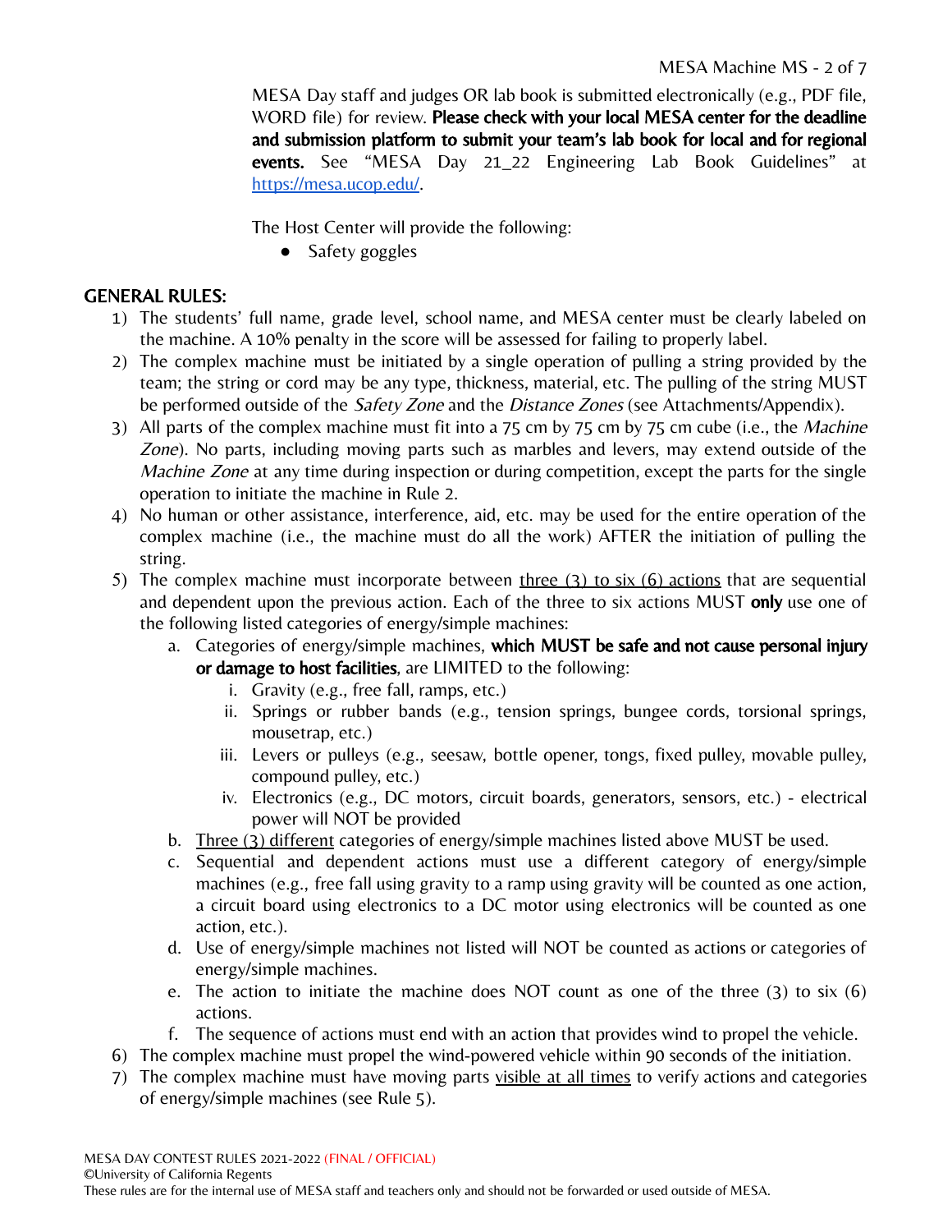MESA Day staff and judges OR lab book is submitted electronically (e.g., PDF file, WORD file) for review. **Please check with your local MESA center for the deadline and submission platform to submit your team's lab book for local and for regional events.** See "MESA Day 21_22 Engineering Lab Book Guidelines" at https://mesa.ucop.edu/.

The Host Center will provide the following:

- Safety goggles

## GENERAL RULES:

1) The students' full name, grade level, school name, and MESA center must be clearly labeled on the machine. A 10% penalty in the score will be assessed for failing to properly label.
2) The complex machine must be initiated by a single operation of pulling a string provided by the team; the string or cord may be any type, thickness, material, etc. The pulling of the string MUST be performed outside of the *Safety Zone* and the *Distance Zones* (see Attachments/Appendix).
3) All parts of the complex machine must fit into a 75 cm by 75 cm by 75 cm cube (i.e., the *Machine Zone*). No parts, including moving parts such as marbles and levers, may extend outside of the *Machine Zone* at any time during inspection or during competition, except the parts for the single operation to initiate the machine in Rule 2.
4) No human or other assistance, interference, aid, etc. may be used for the entire operation of the complex machine (i.e., the machine must do all the work) AFTER the initiation of pulling the string.
5) The complex machine must incorporate between <u>three (3) to six (6) actions</u> that are sequential and dependent upon the previous action. Each of the three to six actions MUST **only** use one of the following listed categories of energy/simple machines:
    a. Categories of energy/simple machines, **which MUST be safe and not cause personal injury or damage to host facilities**, are LIMITED to the following:
        i. Gravity (e.g., free fall, ramps, etc.)
        ii. Springs or rubber bands (e.g., tension springs, bungee cords, torsional springs, mousetrap, etc.)
        iii. Levers or pulleys (e.g., seesaw, bottle opener, tongs, fixed pulley, movable pulley, compound pulley, etc.)
        iv. Electronics (e.g., DC motors, circuit boards, generators, sensors, etc.) - electrical power will NOT be provided
    b. <u>Three (3) different</u> categories of energy/simple machines listed above MUST be used.
    c. Sequential and dependent actions must use a different category of energy/simple machines (e.g., free fall using gravity to a ramp using gravity will be counted as one action, a circuit board using electronics to a DC motor using electronics will be counted as one action, etc.).
    d. Use of energy/simple machines not listed will NOT be counted as actions or categories of energy/simple machines.
    e. The action to initiate the machine does NOT count as one of the three (3) to six (6) actions.
    f. The sequence of actions must end with an action that provides wind to propel the vehicle.
6) The complex machine must propel the wind-powered vehicle within 90 seconds of the initiation.
7) The complex machine must have moving parts <u>visible at all times</u> to verify actions and categories of energy/simple machines (see Rule 5).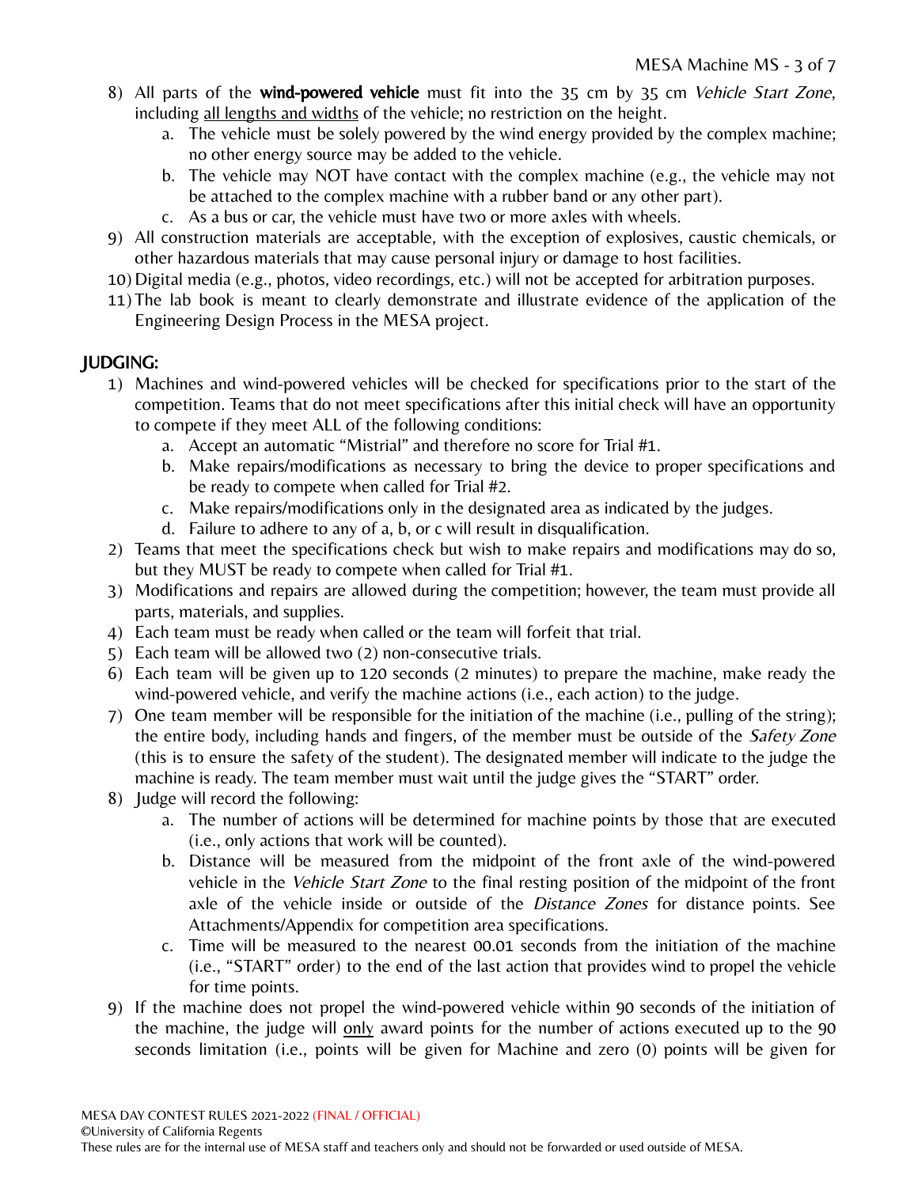8) All parts of the **wind-powered vehicle** must fit into the 35 cm by 35 cm *Vehicle Start Zone*, including <u>all lengths and widths</u> of the vehicle; no restriction on the height.
    a. The vehicle must be solely powered by the wind energy provided by the complex machine; no other energy source may be added to the vehicle.
    b. The vehicle may NOT have contact with the complex machine (e.g., the vehicle may not be attached to the complex machine with a rubber band or any other part).
    c. As a bus or car, the vehicle must have two or more axles with wheels.
9) All construction materials are acceptable, with the exception of explosives, caustic chemicals, or other hazardous materials that may cause personal injury or damage to host facilities.
10) Digital media (e.g., photos, video recordings, etc.) will not be accepted for arbitration purposes.
11) The lab book is meant to clearly demonstrate and illustrate evidence of the application of the Engineering Design Process in the MESA project.

## JUDGING:

1) Machines and wind-powered vehicles will be checked for specifications prior to the start of the competition. Teams that do not meet specifications after this initial check will have an opportunity to compete if they meet ALL of the following conditions:
    a. Accept an automatic "Mistrial" and therefore no score for Trial #1.
    b. Make repairs/modifications as necessary to bring the device to proper specifications and be ready to compete when called for Trial #2.
    c. Make repairs/modifications only in the designated area as indicated by the judges.
    d. Failure to adhere to any of a, b, or c will result in disqualification.
2) Teams that meet the specifications check but wish to make repairs and modifications may do so, but they MUST be ready to compete when called for Trial #1.
3) Modifications and repairs are allowed during the competition; however, the team must provide all parts, materials, and supplies.
4) Each team must be ready when called or the team will forfeit that trial.
5) Each team will be allowed two (2) non-consecutive trials.
6) Each team will be given up to 120 seconds (2 minutes) to prepare the machine, make ready the wind-powered vehicle, and verify the machine actions (i.e., each action) to the judge.
7) One team member will be responsible for the initiation of the machine (i.e., pulling of the string); the entire body, including hands and fingers, of the member must be outside of the *Safety Zone* (this is to ensure the safety of the student). The designated member will indicate to the judge the machine is ready. The team member must wait until the judge gives the "START" order.
8) Judge will record the following:
    a. The number of actions will be determined for machine points by those that are executed (i.e., only actions that work will be counted).
    b. Distance will be measured from the midpoint of the front axle of the wind-powered vehicle in the *Vehicle Start Zone* to the final resting position of the midpoint of the front axle of the vehicle inside or outside of the *Distance Zones* for distance points. See Attachments/Appendix for competition area specifications.
    c. Time will be measured to the nearest 00.01 seconds from the initiation of the machine (i.e., "START" order) to the end of the last action that provides wind to propel the vehicle for time points.
9) If the machine does not propel the wind-powered vehicle within 90 seconds of the initiation of the machine, the judge will <u>only</u> award points for the number of actions executed up to the 90 seconds limitation (i.e., points will be given for Machine and zero (0) points will be given for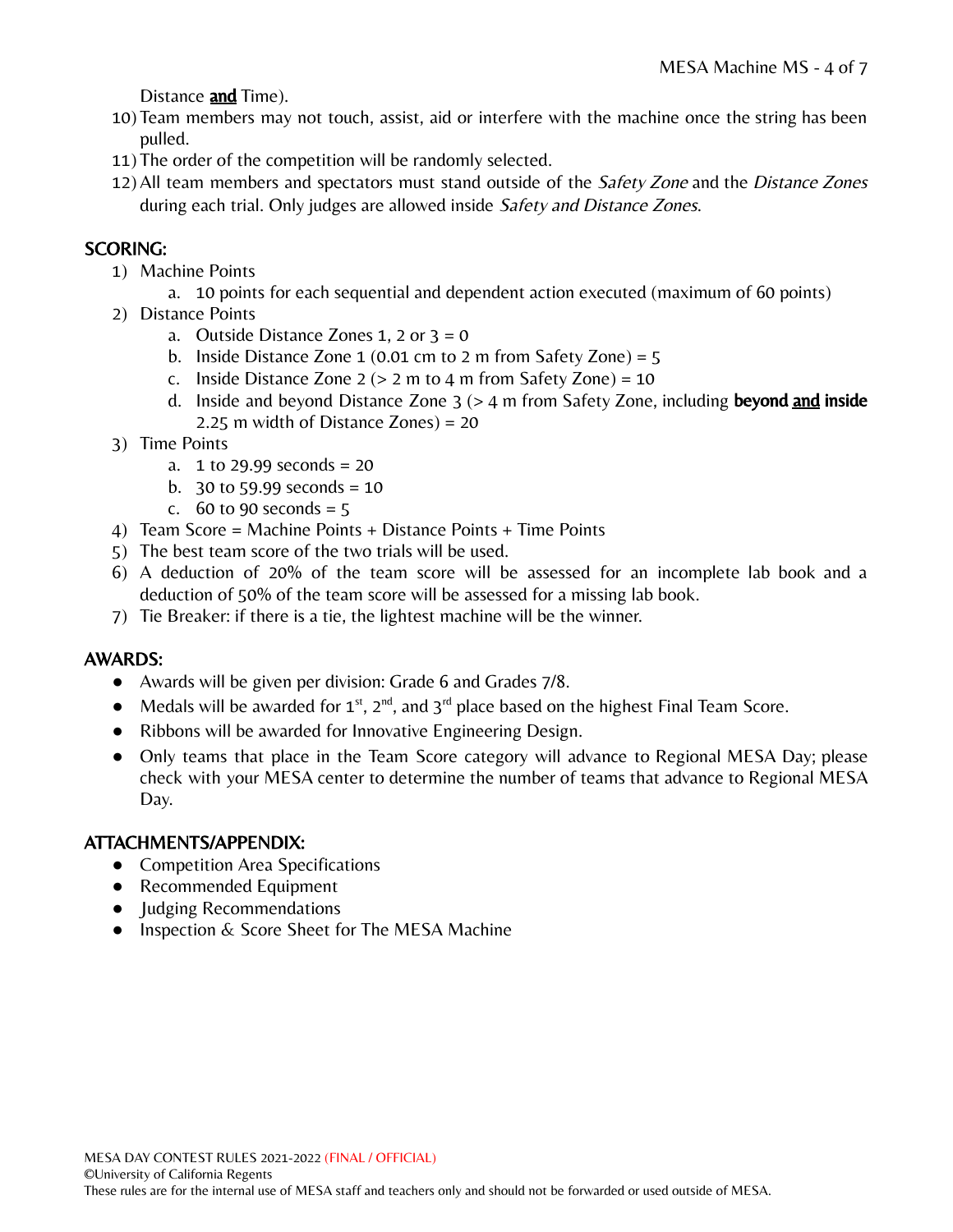Distance **<u>and</u>** Time).

10) Team members may not touch, assist, aid or interfere with the machine once the string has been pulled.
11) The order of the competition will be randomly selected.
12) All team members and spectators must stand outside of the *Safety Zone* and the *Distance Zones* during each trial. Only judges are allowed inside *Safety and Distance Zones*.

## SCORING:

1) Machine Points
   a. 10 points for each sequential and dependent action executed (maximum of 60 points)
2) Distance Points
   a. Outside Distance Zones 1, 2 or 3 = 0
   b. Inside Distance Zone 1 (0.01 cm to 2 m from Safety Zone) = 5
   c. Inside Distance Zone 2 (> 2 m to 4 m from Safety Zone) = 10
   d. Inside and beyond Distance Zone 3 (> 4 m from Safety Zone, including **beyond <u>and</u> inside** 2.25 m width of Distance Zones) = 20
3) Time Points
   a. 1 to 29.99 seconds = 20
   b. 30 to 59.99 seconds = 10
   c. 60 to 90 seconds = 5
4) Team Score = Machine Points + Distance Points + Time Points
5) The best team score of the two trials will be used.
6) A deduction of 20% of the team score will be assessed for an incomplete lab book and a deduction of 50% of the team score will be assessed for a missing lab book.
7) Tie Breaker: if there is a tie, the lightest machine will be the winner.

## AWARDS:

- Awards will be given per division: Grade 6 and Grades 7/8.
- Medals will be awarded for 1st, 2nd, and 3rd place based on the highest Final Team Score.
- Ribbons will be awarded for Innovative Engineering Design.
- Only teams that place in the Team Score category will advance to Regional MESA Day; please check with your MESA center to determine the number of teams that advance to Regional MESA Day.

## ATTACHMENTS/APPENDIX:

- Competition Area Specifications
- Recommended Equipment
- Judging Recommendations
- Inspection & Score Sheet for The MESA Machine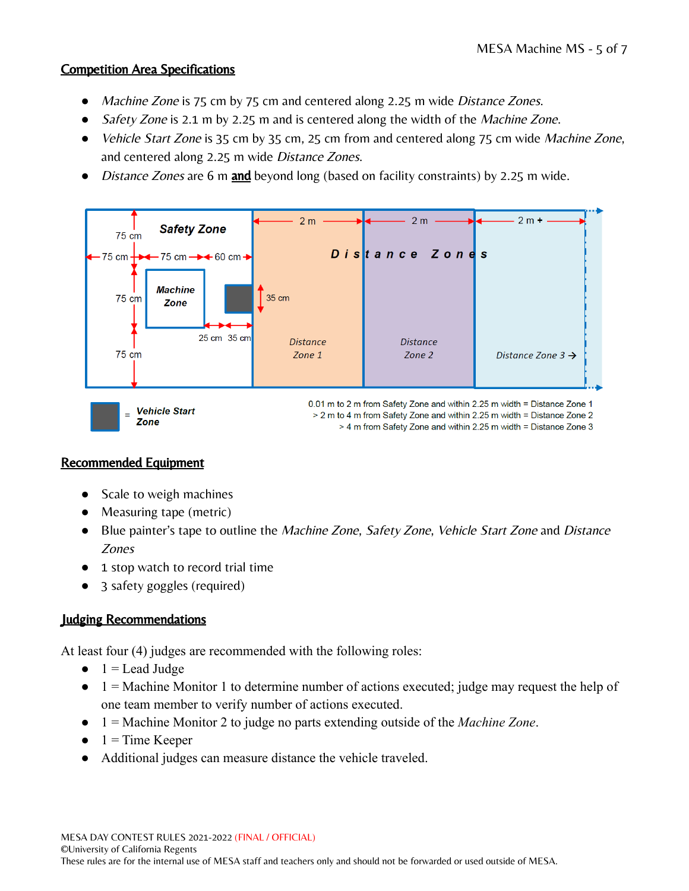## Competition Area Specifications

- *Machine Zone* is 75 cm by 75 cm and centered along 2.25 m wide *Distance Zones*.
- *Safety Zone* is 2.1 m by 2.25 m and is centered along the width of the *Machine Zone*.
- *Vehicle Start Zone* is 35 cm by 35 cm, 25 cm from and centered along 75 cm wide *Machine Zone*, and centered along 2.25 m wide *Distance Zones*.
- *Distance Zones* are 6 m **and** beyond long (based on facility constraints) by 2.25 m wide.

0.01 m to 2 m from Safety Zone and within 2.25 m width = Distance Zone 1
> 2 m to 4 m from Safety Zone and within 2.25 m width = Distance Zone 2
> 4 m from Safety Zone and within 2.25 m width = Distance Zone 3

## Recommended Equipment

- Scale to weigh machines
- Measuring tape (metric)
- Blue painter's tape to outline the *Machine Zone*, *Safety Zone*, *Vehicle Start Zone* and *Distance Zones*
- 1 stop watch to record trial time
- 3 safety goggles (required)

## Judging Recommendations

At least four (4) judges are recommended with the following roles:

- 1 = Lead Judge
- 1 = Machine Monitor 1 to determine number of actions executed; judge may request the help of one team member to verify number of actions executed.
- 1 = Machine Monitor 2 to judge no parts extending outside of the *Machine Zone*.
- 1 = Time Keeper
- Additional judges can measure distance the vehicle traveled.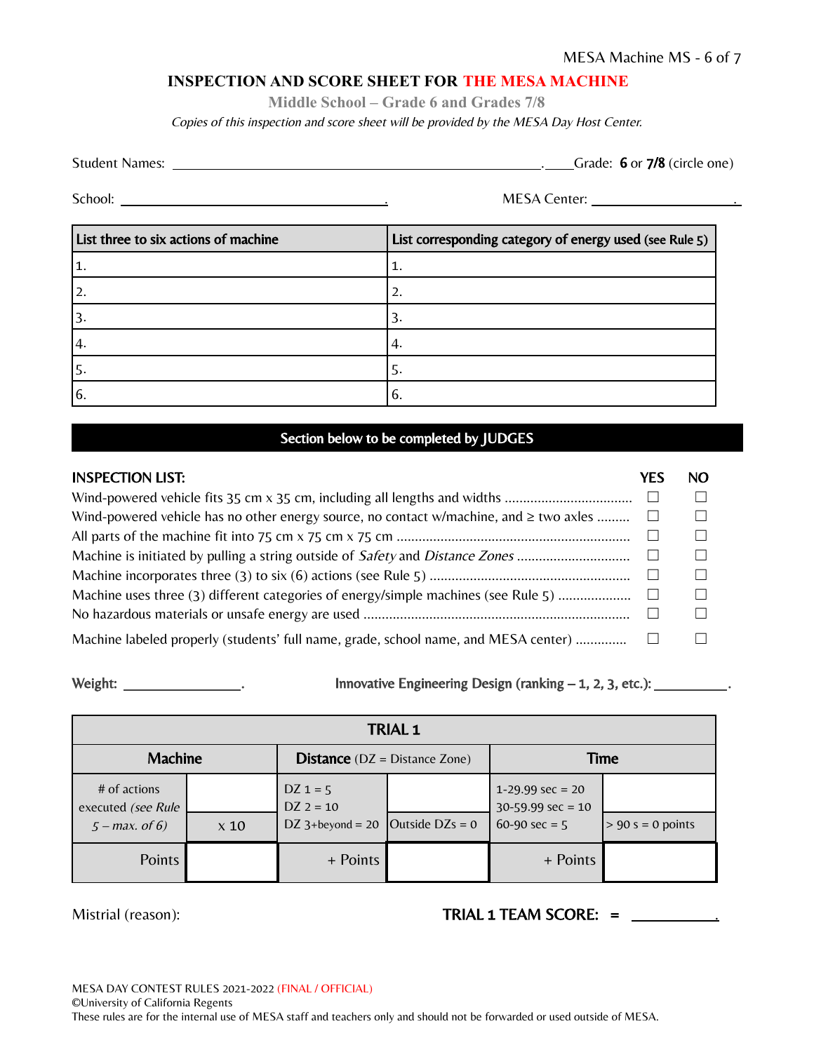## INSPECTION AND SCORE SHEET FOR THE MESA MACHINE

**Middle School – Grade 6 and Grades 7/8**

*Copies of this inspection and score sheet will be provided by the MESA Day Host Center.*

Student Names: \_\_\_\_\_\_\_\_\_\_\_\_\_\_\_\_\_\_\_\_\_\_\_\_\_\_\_\_\_\_\_\_\_\_\_\_\_\_\_\_. \_\_\_\_Grade: **6** or **7/8** (circle one)

School: \_\_\_\_\_\_\_\_\_\_\_\_\_\_\_\_\_\_\_\_\_\_\_\_\_\_\_\_\_\_.    MESA Center: \_\_\_\_\_\_\_\_\_\_\_\_\_\_\_\_\_\_.

| List three to six actions of machine | List corresponding category of energy used (see Rule 5) |
|---|---|
| 1. | 1. |
| 2. | 2. |
| 3. | 3. |
| 4. | 4. |
| 5. | 5. |
| 6. | 6. |

**Section below to be completed by JUDGES**

| INSPECTION LIST: | YES | NO |
|---|---|---|
| Wind-powered vehicle fits 35 cm x 35 cm, including all lengths and widths | ☐ | ☐ |
| Wind-powered vehicle has no other energy source, no contact w/machine, and ≥ two axles | ☐ | ☐ |
| All parts of the machine fit into 75 cm x 75 cm x 75 cm | ☐ | ☐ |
| Machine is initiated by pulling a string outside of *Safety* and *Distance Zones* | ☐ | ☐ |
| Machine incorporates three (3) to six (6) actions (see Rule 5) | ☐ | ☐ |
| Machine uses three (3) different categories of energy/simple machines (see Rule 5) | ☐ | ☐ |
| No hazardous materials or unsafe energy are used | ☐ | ☐ |
| Machine labeled properly (students' full name, grade, school name, and MESA center) | ☐ | ☐ |

**Weight:** \_\_\_\_\_\_\_\_\_\_\_\_\_\_.    **Innovative Engineering Design (ranking – 1, 2, 3, etc.):** \_\_\_\_\_\_\_\_\_\_.

| TRIAL 1 | | | | | |
|---|---|---|---|---|---|
| **Machine** | | **Distance** (DZ = Distance Zone) | | **Time** | |
| # of actions executed *(see Rule 5 – max. of 6)* | x 10 | DZ 1 = 5<br>DZ 2 = 10<br>DZ 3+beyond = 20 | Outside DZs = 0 | 1-29.99 sec = 20<br>30-59.99 sec = 10<br>60-90 sec = 5 | > 90 s = 0 points |
| Points | | + Points | | + Points | |

Mistrial (reason):    **TRIAL 1 TEAM SCORE: =** \_\_\_\_\_\_\_\_\_\_.

MESA DAY CONTEST RULES 2021-2022 (FINAL / OFFICIAL)
©University of California Regents
These rules are for the internal use of MESA staff and teachers only and should not be forwarded or used outside of MESA.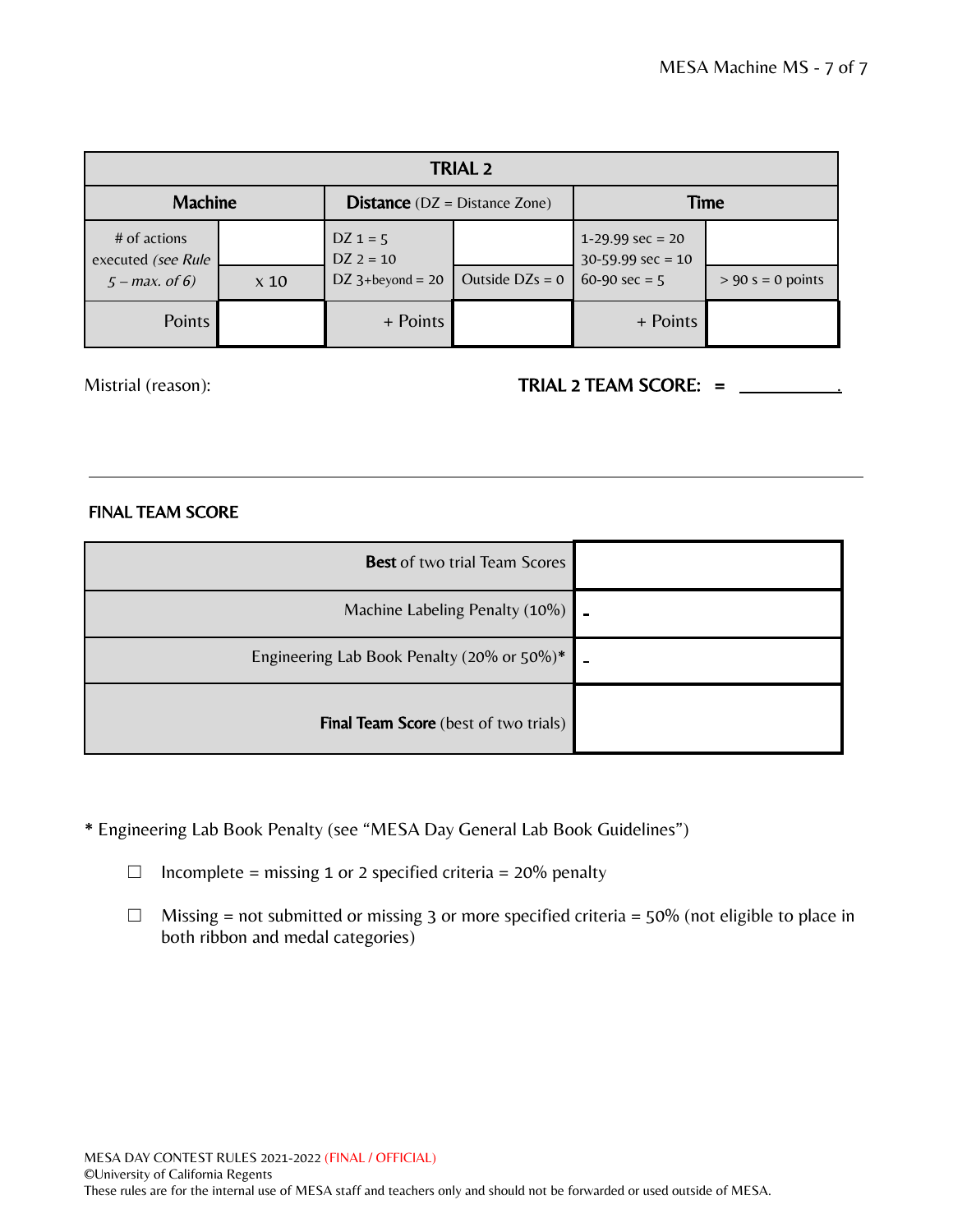| TRIAL 2 | | | | | |
|---|---|---|---|---|---|
| **Machine** | | **Distance** (DZ = Distance Zone) | | **Time** | |
| # of actions executed *(see Rule 5 – max. of 6)* | x 10 | DZ 1 = 5<br>DZ 2 = 10<br>DZ 3+beyond = 20 | Outside DZs = 0 | 1-29.99 sec = 20<br>30-59.99 sec = 10<br>60-90 sec = 5 | > 90 s = 0 points |
| Points | | + Points | | + Points | |

Mistrial (reason):

**TRIAL 2 TEAM SCORE: =** ___________.

---

**FINAL TEAM SCORE**

| | |
|---|---|
| **Best** of two trial Team Scores | |
| Machine Labeling Penalty (10%) | - |
| Engineering Lab Book Penalty (20% or 50%)* | - |
| **Final Team Score** (best of two trials) | |

\* Engineering Lab Book Penalty (see "MESA Day General Lab Book Guidelines")

- ☐ Incomplete = missing 1 or 2 specified criteria = 20% penalty
- ☐ Missing = not submitted or missing 3 or more specified criteria = 50% (not eligible to place in both ribbon and medal categories)